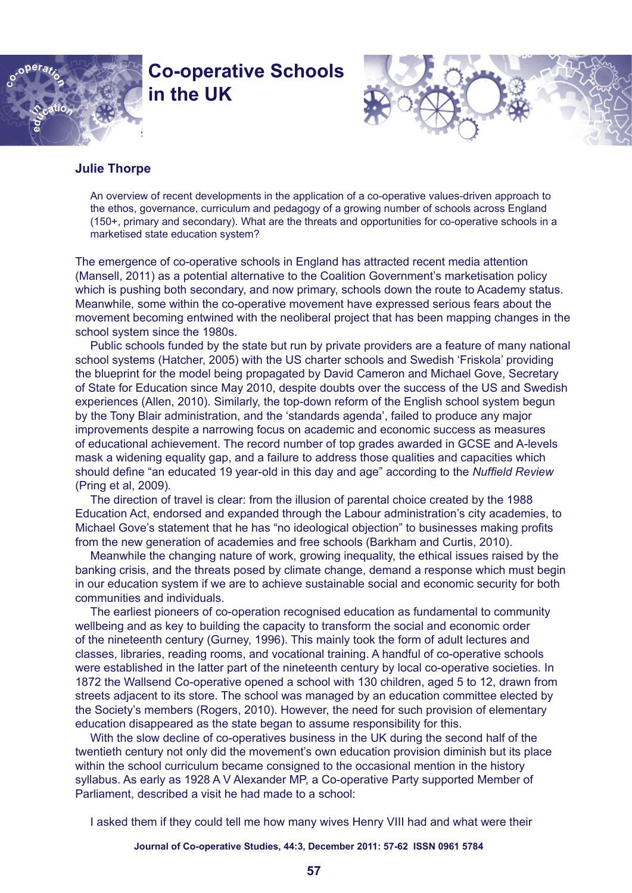# Co-operative Schools in the UK

**Julie Thorpe**

An overview of recent developments in the application of a co-operative values-driven approach to the ethos, governance, curriculum and pedagogy of a growing number of schools across England (150+, primary and secondary). What are the threats and opportunities for co-operative schools in a marketised state education system?

The emergence of co-operative schools in England has attracted recent media attention (Mansell, 2011) as a potential alternative to the Coalition Government's marketisation policy which is pushing both secondary, and now primary, schools down the route to Academy status. Meanwhile, some within the co-operative movement have expressed serious fears about the movement becoming entwined with the neoliberal project that has been mapping changes in the school system since the 1980s.

Public schools funded by the state but run by private providers are a feature of many national school systems (Hatcher, 2005) with the US charter schools and Swedish 'Friskola' providing the blueprint for the model being propagated by David Cameron and Michael Gove, Secretary of State for Education since May 2010, despite doubts over the success of the US and Swedish experiences (Allen, 2010). Similarly, the top-down reform of the English school system begun by the Tony Blair administration, and the 'standards agenda', failed to produce any major improvements despite a narrowing focus on academic and economic success as measures of educational achievement. The record number of top grades awarded in GCSE and A-levels mask a widening equality gap, and a failure to address those qualities and capacities which should define "an educated 19 year-old in this day and age" according to the *Nuffield Review* (Pring et al, 2009).

The direction of travel is clear: from the illusion of parental choice created by the 1988 Education Act, endorsed and expanded through the Labour administration's city academies, to Michael Gove's statement that he has "no ideological objection" to businesses making profits from the new generation of academies and free schools (Barkham and Curtis, 2010).

Meanwhile the changing nature of work, growing inequality, the ethical issues raised by the banking crisis, and the threats posed by climate change, demand a response which must begin in our education system if we are to achieve sustainable social and economic security for both communities and individuals.

The earliest pioneers of co-operation recognised education as fundamental to community wellbeing and as key to building the capacity to transform the social and economic order of the nineteenth century (Gurney, 1996). This mainly took the form of adult lectures and classes, libraries, reading rooms, and vocational training. A handful of co-operative schools were established in the latter part of the nineteenth century by local co-operative societies. In 1872 the Wallsend Co-operative opened a school with 130 children, aged 5 to 12, drawn from streets adjacent to its store. The school was managed by an education committee elected by the Society's members (Rogers, 2010). However, the need for such provision of elementary education disappeared as the state began to assume responsibility for this.

With the slow decline of co-operatives business in the UK during the second half of the twentieth century not only did the movement's own education provision diminish but its place within the school curriculum became consigned to the occasional mention in the history syllabus. As early as 1928 A V Alexander MP, a Co-operative Party supported Member of Parliament, described a visit he had made to a school:

I asked them if they could tell me how many wives Henry VIII had and what were their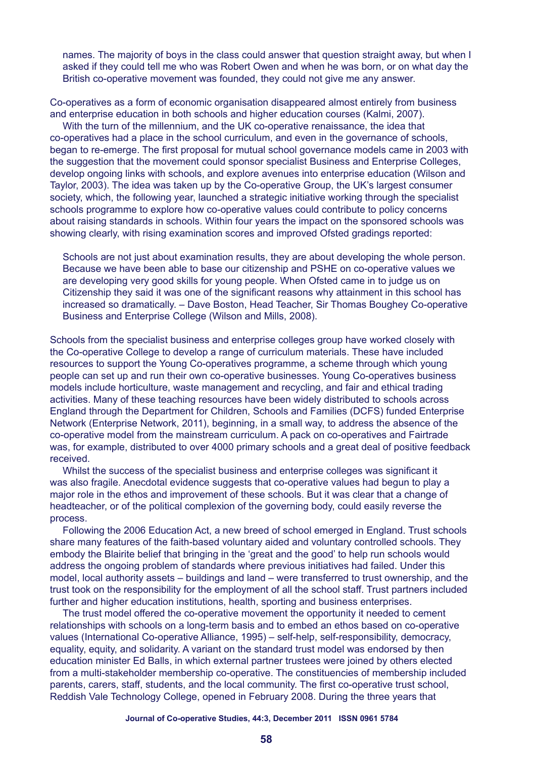> names. The majority of boys in the class could answer that question straight away, but when I asked if they could tell me who was Robert Owen and when he was born, or on what day the British co-operative movement was founded, they could not give me any answer.

Co-operatives as a form of economic organisation disappeared almost entirely from business and enterprise education in both schools and higher education courses (Kalmi, 2007).

With the turn of the millennium, and the UK co-operative renaissance, the idea that co-operatives had a place in the school curriculum, and even in the governance of schools, began to re-emerge. The first proposal for mutual school governance models came in 2003 with the suggestion that the movement could sponsor specialist Business and Enterprise Colleges, develop ongoing links with schools, and explore avenues into enterprise education (Wilson and Taylor, 2003). The idea was taken up by the Co-operative Group, the UK's largest consumer society, which, the following year, launched a strategic initiative working through the specialist schools programme to explore how co-operative values could contribute to policy concerns about raising standards in schools. Within four years the impact on the sponsored schools was showing clearly, with rising examination scores and improved Ofsted gradings reported:

> Schools are not just about examination results, they are about developing the whole person. Because we have been able to base our citizenship and PSHE on co-operative values we are developing very good skills for young people. When Ofsted came in to judge us on Citizenship they said it was one of the significant reasons why attainment in this school has increased so dramatically. – Dave Boston, Head Teacher, Sir Thomas Boughey Co-operative Business and Enterprise College (Wilson and Mills, 2008).

Schools from the specialist business and enterprise colleges group have worked closely with the Co-operative College to develop a range of curriculum materials. These have included resources to support the Young Co-operatives programme, a scheme through which young people can set up and run their own co-operative businesses. Young Co-operatives business models include horticulture, waste management and recycling, and fair and ethical trading activities. Many of these teaching resources have been widely distributed to schools across England through the Department for Children, Schools and Families (DCFS) funded Enterprise Network (Enterprise Network, 2011), beginning, in a small way, to address the absence of the co-operative model from the mainstream curriculum. A pack on co-operatives and Fairtrade was, for example, distributed to over 4000 primary schools and a great deal of positive feedback received.

Whilst the success of the specialist business and enterprise colleges was significant it was also fragile. Anecdotal evidence suggests that co-operative values had begun to play a major role in the ethos and improvement of these schools. But it was clear that a change of headteacher, or of the political complexion of the governing body, could easily reverse the process.

Following the 2006 Education Act, a new breed of school emerged in England. Trust schools share many features of the faith-based voluntary aided and voluntary controlled schools. They embody the Blairite belief that bringing in the 'great and the good' to help run schools would address the ongoing problem of standards where previous initiatives had failed. Under this model, local authority assets – buildings and land – were transferred to trust ownership, and the trust took on the responsibility for the employment of all the school staff. Trust partners included further and higher education institutions, health, sporting and business enterprises.

The trust model offered the co-operative movement the opportunity it needed to cement relationships with schools on a long-term basis and to embed an ethos based on co-operative values (International Co-operative Alliance, 1995) – self-help, self-responsibility, democracy, equality, equity, and solidarity. A variant on the standard trust model was endorsed by then education minister Ed Balls, in which external partner trustees were joined by others elected from a multi-stakeholder membership co-operative. The constituencies of membership included parents, carers, staff, students, and the local community. The first co-operative trust school, Reddish Vale Technology College, opened in February 2008. During the three years that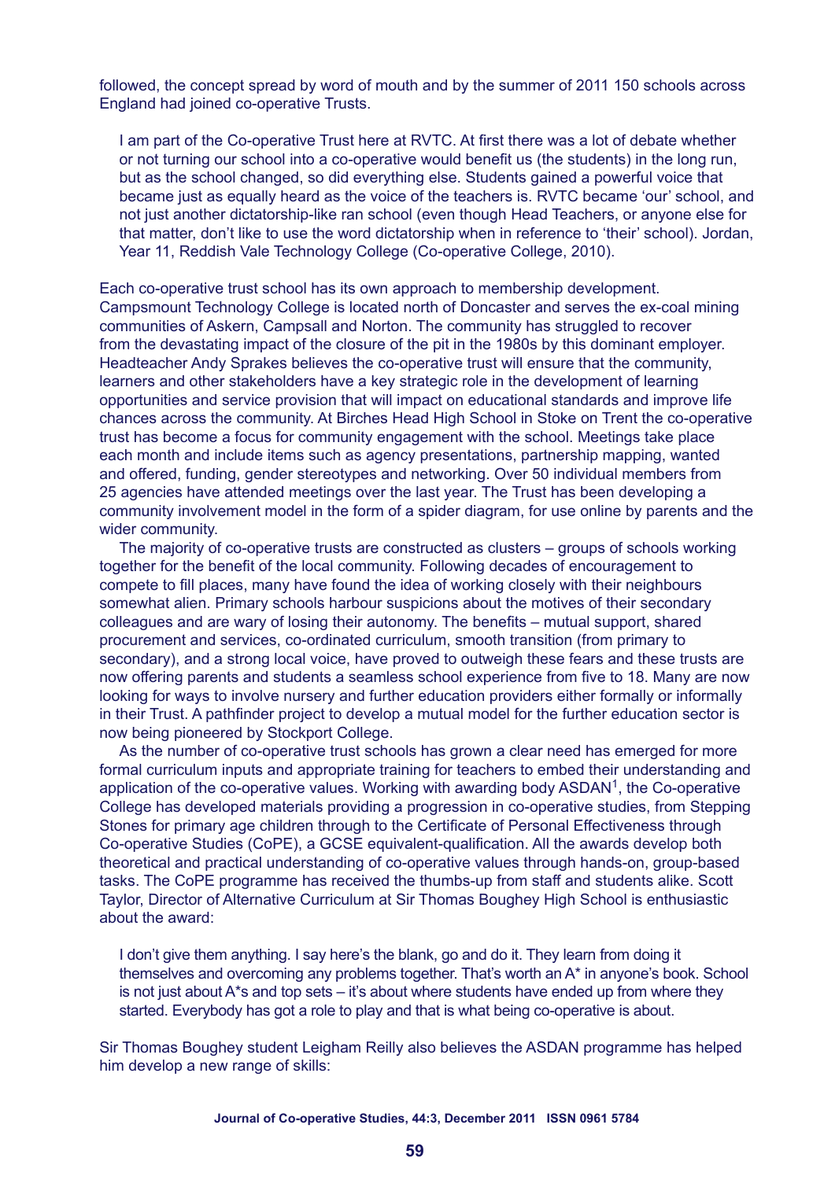followed, the concept spread by word of mouth and by the summer of 2011 150 schools across England had joined co-operative Trusts.

> I am part of the Co-operative Trust here at RVTC. At first there was a lot of debate whether or not turning our school into a co-operative would benefit us (the students) in the long run, but as the school changed, so did everything else. Students gained a powerful voice that became just as equally heard as the voice of the teachers is. RVTC became 'our' school, and not just another dictatorship-like ran school (even though Head Teachers, or anyone else for that matter, don't like to use the word dictatorship when in reference to 'their' school). Jordan, Year 11, Reddish Vale Technology College (Co-operative College, 2010).

Each co-operative trust school has its own approach to membership development. Campsmount Technology College is located north of Doncaster and serves the ex-coal mining communities of Askern, Campsall and Norton. The community has struggled to recover from the devastating impact of the closure of the pit in the 1980s by this dominant employer. Headteacher Andy Sprakes believes the co-operative trust will ensure that the community, learners and other stakeholders have a key strategic role in the development of learning opportunities and service provision that will impact on educational standards and improve life chances across the community. At Birches Head High School in Stoke on Trent the co-operative trust has become a focus for community engagement with the school. Meetings take place each month and include items such as agency presentations, partnership mapping, wanted and offered, funding, gender stereotypes and networking. Over 50 individual members from 25 agencies have attended meetings over the last year. The Trust has been developing a community involvement model in the form of a spider diagram, for use online by parents and the wider community.

The majority of co-operative trusts are constructed as clusters – groups of schools working together for the benefit of the local community. Following decades of encouragement to compete to fill places, many have found the idea of working closely with their neighbours somewhat alien. Primary schools harbour suspicions about the motives of their secondary colleagues and are wary of losing their autonomy. The benefits – mutual support, shared procurement and services, co-ordinated curriculum, smooth transition (from primary to secondary), and a strong local voice, have proved to outweigh these fears and these trusts are now offering parents and students a seamless school experience from five to 18. Many are now looking for ways to involve nursery and further education providers either formally or informally in their Trust. A pathfinder project to develop a mutual model for the further education sector is now being pioneered by Stockport College.

As the number of co-operative trust schools has grown a clear need has emerged for more formal curriculum inputs and appropriate training for teachers to embed their understanding and application of the co-operative values. Working with awarding body ASDAN[1], the Co-operative College has developed materials providing a progression in co-operative studies, from Stepping Stones for primary age children through to the Certificate of Personal Effectiveness through Co-operative Studies (CoPE), a GCSE equivalent-qualification. All the awards develop both theoretical and practical understanding of co-operative values through hands-on, group-based tasks. The CoPE programme has received the thumbs-up from staff and students alike. Scott Taylor, Director of Alternative Curriculum at Sir Thomas Boughey High School is enthusiastic about the award:

> I don't give them anything. I say here's the blank, go and do it. They learn from doing it themselves and overcoming any problems together. That's worth an A* in anyone's book. School is not just about A*s and top sets – it's about where students have ended up from where they started. Everybody has got a role to play and that is what being co-operative is about.

Sir Thomas Boughey student Leigham Reilly also believes the ASDAN programme has helped him develop a new range of skills: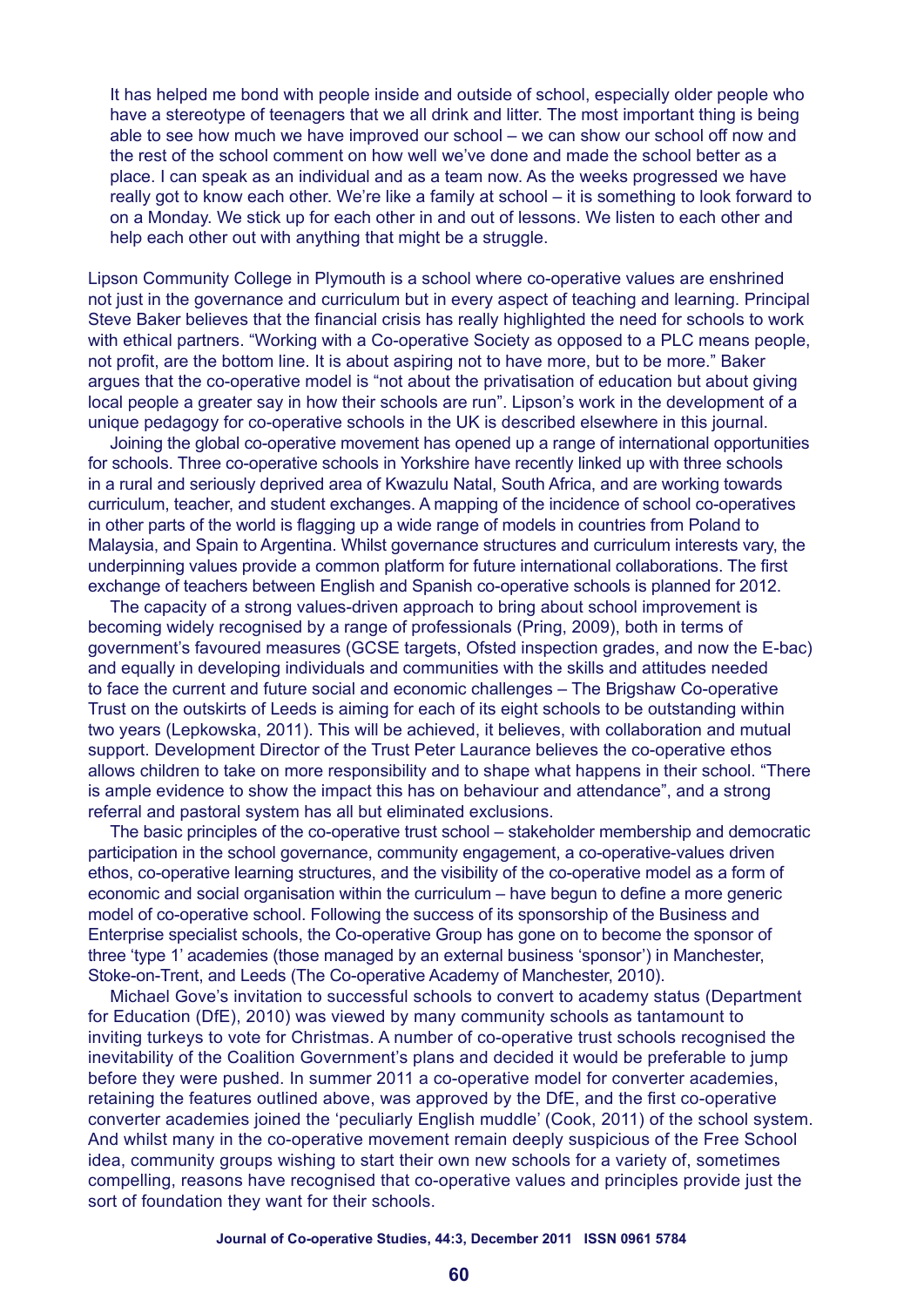> It has helped me bond with people inside and outside of school, especially older people who have a stereotype of teenagers that we all drink and litter. The most important thing is being able to see how much we have improved our school – we can show our school off now and the rest of the school comment on how well we've done and made the school better as a place. I can speak as an individual and as a team now. As the weeks progressed we have really got to know each other. We're like a family at school – it is something to look forward to on a Monday. We stick up for each other in and out of lessons. We listen to each other and help each other out with anything that might be a struggle.

Lipson Community College in Plymouth is a school where co-operative values are enshrined not just in the governance and curriculum but in every aspect of teaching and learning. Principal Steve Baker believes that the financial crisis has really highlighted the need for schools to work with ethical partners. "Working with a Co-operative Society as opposed to a PLC means people, not profit, are the bottom line. It is about aspiring not to have more, but to be more." Baker argues that the co-operative model is "not about the privatisation of education but about giving local people a greater say in how their schools are run". Lipson's work in the development of a unique pedagogy for co-operative schools in the UK is described elsewhere in this journal.

Joining the global co-operative movement has opened up a range of international opportunities for schools. Three co-operative schools in Yorkshire have recently linked up with three schools in a rural and seriously deprived area of Kwazulu Natal, South Africa, and are working towards curriculum, teacher, and student exchanges. A mapping of the incidence of school co-operatives in other parts of the world is flagging up a wide range of models in countries from Poland to Malaysia, and Spain to Argentina. Whilst governance structures and curriculum interests vary, the underpinning values provide a common platform for future international collaborations. The first exchange of teachers between English and Spanish co-operative schools is planned for 2012.

The capacity of a strong values-driven approach to bring about school improvement is becoming widely recognised by a range of professionals (Pring, 2009), both in terms of government's favoured measures (GCSE targets, Ofsted inspection grades, and now the E-bac) and equally in developing individuals and communities with the skills and attitudes needed to face the current and future social and economic challenges – The Brigshaw Co-operative Trust on the outskirts of Leeds is aiming for each of its eight schools to be outstanding within two years (Lepkowska, 2011). This will be achieved, it believes, with collaboration and mutual support. Development Director of the Trust Peter Laurance believes the co-operative ethos allows children to take on more responsibility and to shape what happens in their school. "There is ample evidence to show the impact this has on behaviour and attendance", and a strong referral and pastoral system has all but eliminated exclusions.

The basic principles of the co-operative trust school – stakeholder membership and democratic participation in the school governance, community engagement, a co-operative-values driven ethos, co-operative learning structures, and the visibility of the co-operative model as a form of economic and social organisation within the curriculum – have begun to define a more generic model of co-operative school. Following the success of its sponsorship of the Business and Enterprise specialist schools, the Co-operative Group has gone on to become the sponsor of three 'type 1' academies (those managed by an external business 'sponsor') in Manchester, Stoke-on-Trent, and Leeds (The Co-operative Academy of Manchester, 2010).

Michael Gove's invitation to successful schools to convert to academy status (Department for Education (DfE), 2010) was viewed by many community schools as tantamount to inviting turkeys to vote for Christmas. A number of co-operative trust schools recognised the inevitability of the Coalition Government's plans and decided it would be preferable to jump before they were pushed. In summer 2011 a co-operative model for converter academies, retaining the features outlined above, was approved by the DfE, and the first co-operative converter academies joined the 'peculiarly English muddle' (Cook, 2011) of the school system. And whilst many in the co-operative movement remain deeply suspicious of the Free School idea, community groups wishing to start their own new schools for a variety of, sometimes compelling, reasons have recognised that co-operative values and principles provide just the sort of foundation they want for their schools.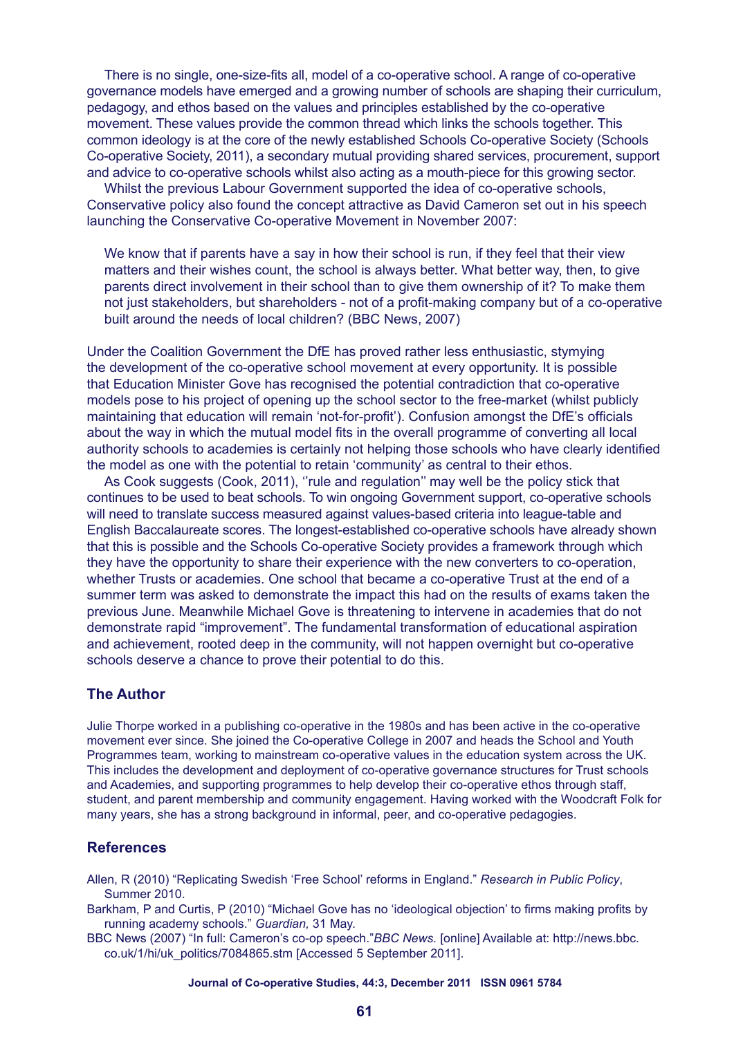There is no single, one-size-fits all, model of a co-operative school. A range of co-operative governance models have emerged and a growing number of schools are shaping their curriculum, pedagogy, and ethos based on the values and principles established by the co-operative movement. These values provide the common thread which links the schools together. This common ideology is at the core of the newly established Schools Co-operative Society (Schools Co-operative Society, 2011), a secondary mutual providing shared services, procurement, support and advice to co-operative schools whilst also acting as a mouth-piece for this growing sector.

Whilst the previous Labour Government supported the idea of co-operative schools, Conservative policy also found the concept attractive as David Cameron set out in his speech launching the Conservative Co-operative Movement in November 2007:

> We know that if parents have a say in how their school is run, if they feel that their view matters and their wishes count, the school is always better. What better way, then, to give parents direct involvement in their school than to give them ownership of it? To make them not just stakeholders, but shareholders - not of a profit-making company but of a co-operative built around the needs of local children? (BBC News, 2007)

Under the Coalition Government the DfE has proved rather less enthusiastic, stymying the development of the co-operative school movement at every opportunity. It is possible that Education Minister Gove has recognised the potential contradiction that co-operative models pose to his project of opening up the school sector to the free-market (whilst publicly maintaining that education will remain 'not-for-profit'). Confusion amongst the DfE's officials about the way in which the mutual model fits in the overall programme of converting all local authority schools to academies is certainly not helping those schools who have clearly identified the model as one with the potential to retain 'community' as central to their ethos.

As Cook suggests (Cook, 2011), ''rule and regulation'' may well be the policy stick that continues to be used to beat schools. To win ongoing Government support, co-operative schools will need to translate success measured against values-based criteria into league-table and English Baccalaureate scores. The longest-established co-operative schools have already shown that this is possible and the Schools Co-operative Society provides a framework through which they have the opportunity to share their experience with the new converters to co-operation, whether Trusts or academies. One school that became a co-operative Trust at the end of a summer term was asked to demonstrate the impact this had on the results of exams taken the previous June. Meanwhile Michael Gove is threatening to intervene in academies that do not demonstrate rapid "improvement". The fundamental transformation of educational aspiration and achievement, rooted deep in the community, will not happen overnight but co-operative schools deserve a chance to prove their potential to do this.

## The Author

Julie Thorpe worked in a publishing co-operative in the 1980s and has been active in the co-operative movement ever since. She joined the Co-operative College in 2007 and heads the School and Youth Programmes team, working to mainstream co-operative values in the education system across the UK. This includes the development and deployment of co-operative governance structures for Trust schools and Academies, and supporting programmes to help develop their co-operative ethos through staff, student, and parent membership and community engagement. Having worked with the Woodcraft Folk for many years, she has a strong background in informal, peer, and co-operative pedagogies.

## References

Allen, R (2010) "Replicating Swedish 'Free School' reforms in England." *Research in Public Policy*, Summer 2010.

Barkham, P and Curtis, P (2010) "Michael Gove has no 'ideological objection' to firms making profits by running academy schools." *Guardian,* 31 May.

BBC News (2007) "In full: Cameron's co-op speech."*BBC News.* [online] Available at: http://news.bbc.co.uk/1/hi/uk_politics/7084865.stm [Accessed 5 September 2011].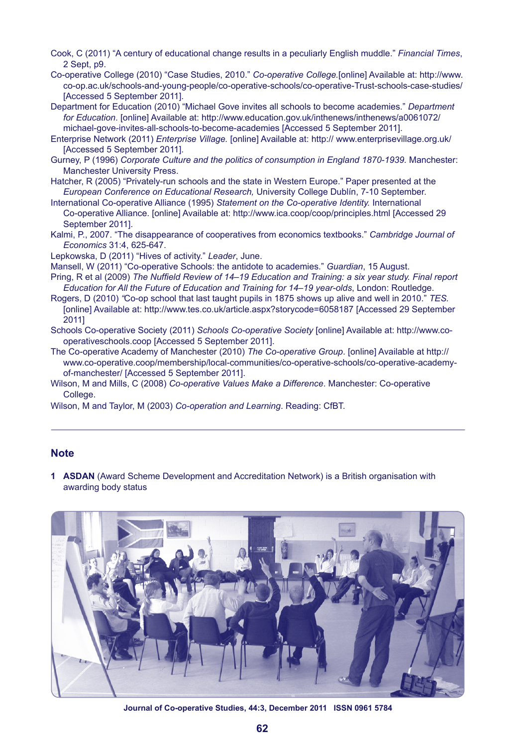Cook, C (2011) "A century of educational change results in a peculiarly English muddle." *Financial Times*, 2 Sept, p9.

Co-operative College (2010) "Case Studies, 2010." *Co-operative College*.[online] Available at: http://www.co-op.ac.uk/schools-and-young-people/co-operative-schools/co-operative-Trust-schools-case-studies/ [Accessed 5 September 2011].

Department for Education (2010) "Michael Gove invites all schools to become academies." *Department for Education*. [online] Available at: http://www.education.gov.uk/inthenews/inthenews/a0061072/michael-gove-invites-all-schools-to-become-academies [Accessed 5 September 2011].

Enterprise Network (2011) *Enterprise Village.* [online] Available at: http:// www.enterprisevillage.org.uk/ [Accessed 5 September 2011].

Gurney, P (1996) *Corporate Culture and the politics of consumption in England 1870-1939.* Manchester: Manchester University Press.

Hatcher, R (2005) "Privately-run schools and the state in Western Europe." Paper presented at the *European Conference on Educational Research,* University College Dublín, 7-10 September.

International Co-operative Alliance (1995) *Statement on the Co-operative Identity.* International Co-operative Alliance. [online] Available at: http://www.ica.coop/coop/principles.html [Accessed 29 September 2011].

Kalmi, P., 2007. "The disappearance of cooperatives from economics textbooks." *Cambridge Journal of Economics* 31:4, 625-647.

Lepkowska, D (2011) "Hives of activity." *Leader*, June.

Mansell, W (2011) "Co-operative Schools: the antidote to academies." *Guardian*, 15 August.

Pring, R et al (2009) *The Nuffield Review of 14–19 Education and Training: a six year study. Final report Education for All the Future of Education and Training for 14–19 year-olds*, London: Routledge.

Rogers, D (2010) *"*Co-op school that last taught pupils in 1875 shows up alive and well in 2010." *TES.* [online] Available at: http://www.tes.co.uk/article.aspx?storycode=6058187 [Accessed 29 September 2011]

Schools Co-operative Society (2011) *Schools Co-operative Society* [online] Available at: http://www.co-operativeschools.coop [Accessed 5 September 2011].

The Co-operative Academy of Manchester (2010) *The Co-operative Group*. [online] Available at http://www.co-operative.coop/membership/local-communities/co-operative-schools/co-operative-academy-of-manchester/ [Accessed 5 September 2011].

Wilson, M and Mills, C (2008) *Co-operative Values Make a Difference*. Manchester: Co-operative College.

Wilson, M and Taylor, M (2003) *Co-operation and Learning*. Reading: CfBT.

## Note

1 **ASDAN** (Award Scheme Development and Accreditation Network) is a British organisation with awarding body status